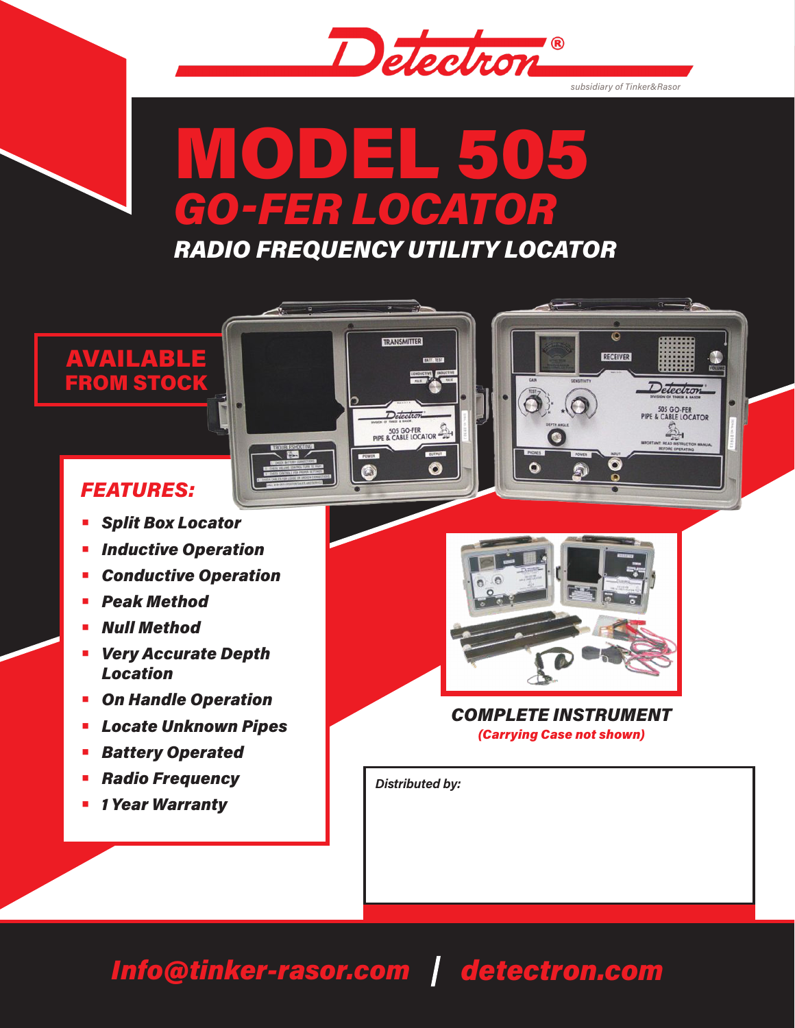Detectron®

*subsidiary of Tinker&Rasor*

# MODEL 505

## *GO-FER LOCATOR*

### *RADIO FREQUENCY UTILITY LOCATOR*

**AVAILABLE FROM STOCK**

## *FEATURES:*

- ***Split Box Locator***
- ***Inductive Operation***
- ***Conductive Operation***
- ***Peak Method***
- ***Null Method***
- ***Very Accurate Depth Location***
- ***On Handle Operation***
- ***Locate Unknown Pipes***
- ***Battery Operated***
- ***Radio Frequency***
- ***1 Year Warranty***

***COMPLETE INSTRUMENT***

***(Carrying Case not shown)***

*Distributed by:*

***Info@tinker-rasor.com | detectron.com***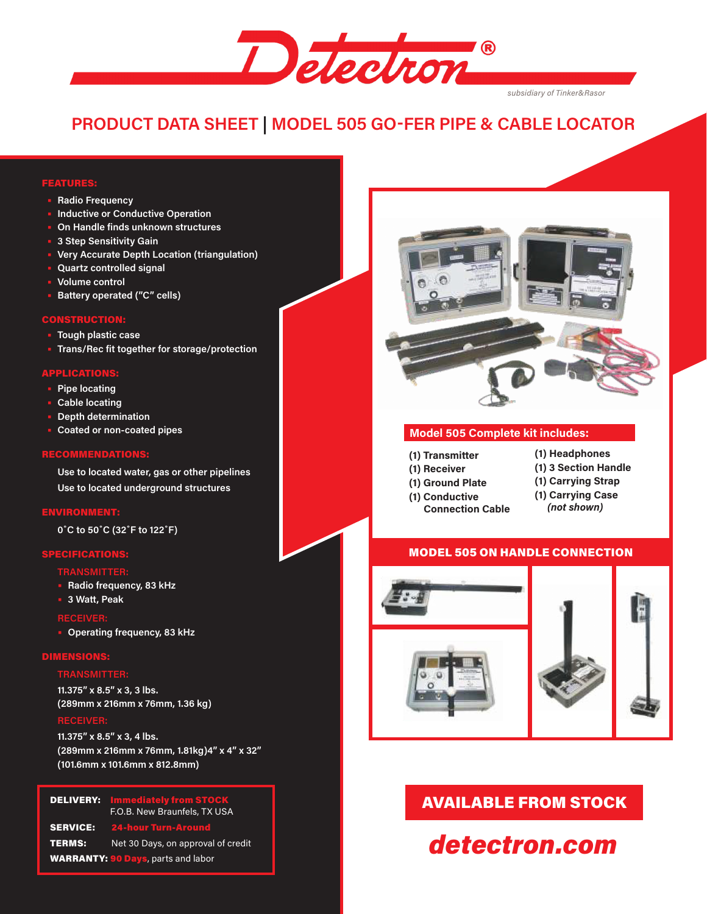# Detectron®

*subsidiary of Tinker&Rasor*

## PRODUCT DATA SHEET | MODEL 505 GO-FER PIPE & CABLE LOCATOR

### FEATURES:

- Radio Frequency
- Inductive or Conductive Operation
- On Handle finds unknown structures
- 3 Step Sensitivity Gain
- Very Accurate Depth Location (triangulation)
- Quartz controlled signal
- Volume control
- Battery operated ("C" cells)

### CONSTRUCTION:

- Tough plastic case
- Trans/Rec fit together for storage/protection

### APPLICATIONS:

- Pipe locating
- Cable locating
- Depth determination
- Coated or non-coated pipes

### RECOMMENDATIONS:

Use to located water, gas or other pipelines

Use to located underground structures

### ENVIRONMENT:

0˚C to 50˚C (32˚F to 122˚F)

### SPECIFICATIONS:

**TRANSMITTER:**

- Radio frequency, 83 kHz
- 3 Watt, Peak

**RECEIVER:**

- Operating frequency, 83 kHz

### DIMENSIONS:

**TRANSMITTER:**

11.375″ x 8.5″ x 3, 3 lbs.
(289mm x 216mm x 76mm, 1.36 kg)

**RECEIVER:**

11.375″ x 8.5″ x 3, 4 lbs.
(289mm x 216mm x 76mm, 1.81kg)4″ x 4″ x 32″
(101.6mm x 101.6mm x 812.8mm)

**DELIVERY:** Immediately from STOCK
F.O.B. New Braunfels, TX USA

**SERVICE:** 24-hour Turn-Around

**TERMS:** Net 30 Days, on approval of credit

**WARRANTY:** 90 Days, parts and labor

### Model 505 Complete kit includes:

- (1) Transmitter
- (1) Receiver
- (1) Ground Plate
- (1) Conductive Connection Cable
- (1) Headphones
- (1) 3 Section Handle
- (1) Carrying Strap
- (1) Carrying Case *(not shown)*

### MODEL 505 ON HANDLE CONNECTION

## AVAILABLE FROM STOCK

**detectron.com**